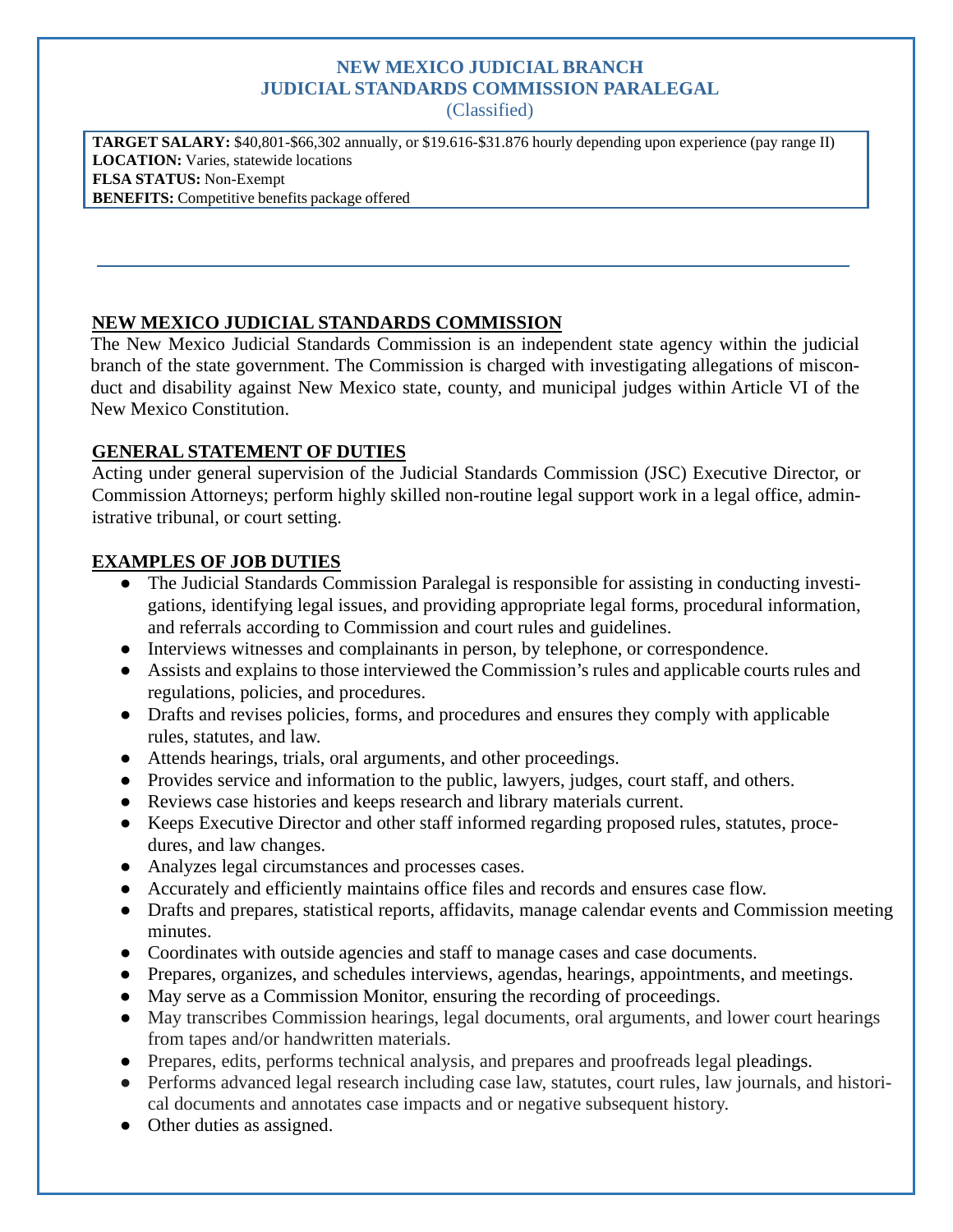# NEW MEXICO JUDICIAL BRANCH
# JUDICIAL STANDARDS COMMISSION PARALEGAL
(Classified)

**TARGET SALARY:** $40,801-$66,302 annually, or $19.616-$31.876 hourly depending upon experience (pay range II)
**LOCATION:** Varies, statewide locations
**FLSA STATUS:** Non-Exempt
**BENEFITS:** Competitive benefits package offered

---

## NEW MEXICO JUDICIAL STANDARDS COMMISSION

The New Mexico Judicial Standards Commission is an independent state agency within the judicial branch of the state government. The Commission is charged with investigating allegations of misconduct and disability against New Mexico state, county, and municipal judges within Article VI of the New Mexico Constitution.

## GENERAL STATEMENT OF DUTIES

Acting under general supervision of the Judicial Standards Commission (JSC) Executive Director, or Commission Attorneys; perform highly skilled non-routine legal support work in a legal office, administrative tribunal, or court setting.

## EXAMPLES OF JOB DUTIES

- The Judicial Standards Commission Paralegal is responsible for assisting in conducting investigations, identifying legal issues, and providing appropriate legal forms, procedural information, and referrals according to Commission and court rules and guidelines.
- Interviews witnesses and complainants in person, by telephone, or correspondence.
- Assists and explains to those interviewed the Commission's rules and applicable courts rules and regulations, policies, and procedures.
- Drafts and revises policies, forms, and procedures and ensures they comply with applicable rules, statutes, and law.
- Attends hearings, trials, oral arguments, and other proceedings.
- Provides service and information to the public, lawyers, judges, court staff, and others.
- Reviews case histories and keeps research and library materials current.
- Keeps Executive Director and other staff informed regarding proposed rules, statutes, procedures, and law changes.
- Analyzes legal circumstances and processes cases.
- Accurately and efficiently maintains office files and records and ensures case flow.
- Drafts and prepares, statistical reports, affidavits, manage calendar events and Commission meeting minutes.
- Coordinates with outside agencies and staff to manage cases and case documents.
- Prepares, organizes, and schedules interviews, agendas, hearings, appointments, and meetings.
- May serve as a Commission Monitor, ensuring the recording of proceedings.
- May transcribes Commission hearings, legal documents, oral arguments, and lower court hearings from tapes and/or handwritten materials.
- Prepares, edits, performs technical analysis, and prepares and proofreads legal pleadings.
- Performs advanced legal research including case law, statutes, court rules, law journals, and historical documents and annotates case impacts and or negative subsequent history.
- Other duties as assigned.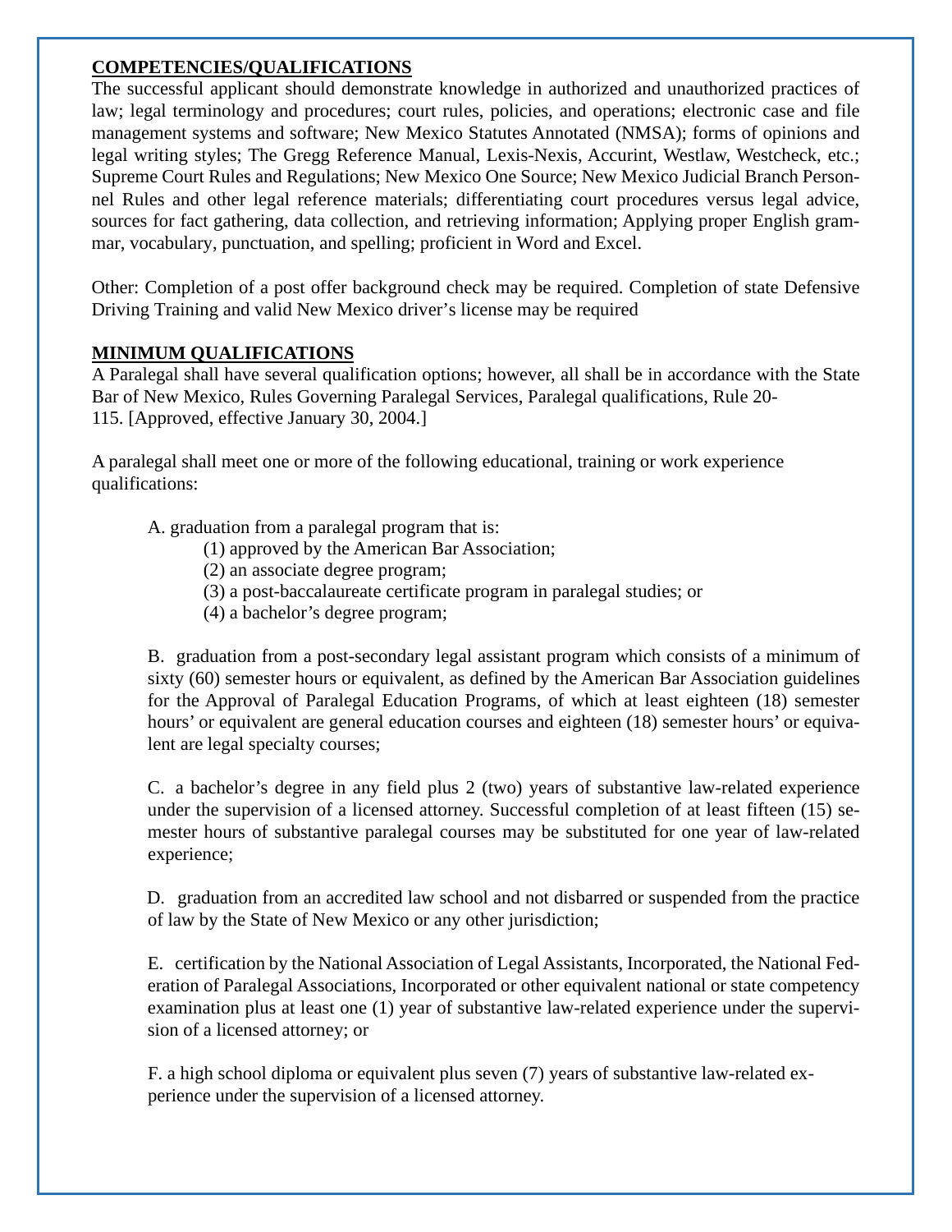**COMPETENCIES/QUALIFICATIONS**

The successful applicant should demonstrate knowledge in authorized and unauthorized practices of law; legal terminology and procedures; court rules, policies, and operations; electronic case and file management systems and software; New Mexico Statutes Annotated (NMSA); forms of opinions and legal writing styles; The Gregg Reference Manual, Lexis-Nexis, Accurint, Westlaw, Westcheck, etc.; Supreme Court Rules and Regulations; New Mexico One Source; New Mexico Judicial Branch Personnel Rules and other legal reference materials; differentiating court procedures versus legal advice, sources for fact gathering, data collection, and retrieving information; Applying proper English grammar, vocabulary, punctuation, and spelling; proficient in Word and Excel.

Other: Completion of a post offer background check may be required. Completion of state Defensive Driving Training and valid New Mexico driver's license may be required

**MINIMUM QUALIFICATIONS**

A Paralegal shall have several qualification options; however, all shall be in accordance with the State Bar of New Mexico, Rules Governing Paralegal Services, Paralegal qualifications, Rule 20-115. [Approved, effective January 30, 2004.]

A paralegal shall meet one or more of the following educational, training or work experience qualifications:

A. graduation from a paralegal program that is:
   - (1) approved by the American Bar Association;
   - (2) an associate degree program;
   - (3) a post-baccalaureate certificate program in paralegal studies; or
   - (4) a bachelor's degree program;

B. graduation from a post-secondary legal assistant program which consists of a minimum of sixty (60) semester hours or equivalent, as defined by the American Bar Association guidelines for the Approval of Paralegal Education Programs, of which at least eighteen (18) semester hours' or equivalent are general education courses and eighteen (18) semester hours' or equivalent are legal specialty courses;

C. a bachelor's degree in any field plus 2 (two) years of substantive law-related experience under the supervision of a licensed attorney. Successful completion of at least fifteen (15) semester hours of substantive paralegal courses may be substituted for one year of law-related experience;

D. graduation from an accredited law school and not disbarred or suspended from the practice of law by the State of New Mexico or any other jurisdiction;

E. certification by the National Association of Legal Assistants, Incorporated, the National Federation of Paralegal Associations, Incorporated or other equivalent national or state competency examination plus at least one (1) year of substantive law-related experience under the supervision of a licensed attorney; or

F. a high school diploma or equivalent plus seven (7) years of substantive law-related experience under the supervision of a licensed attorney.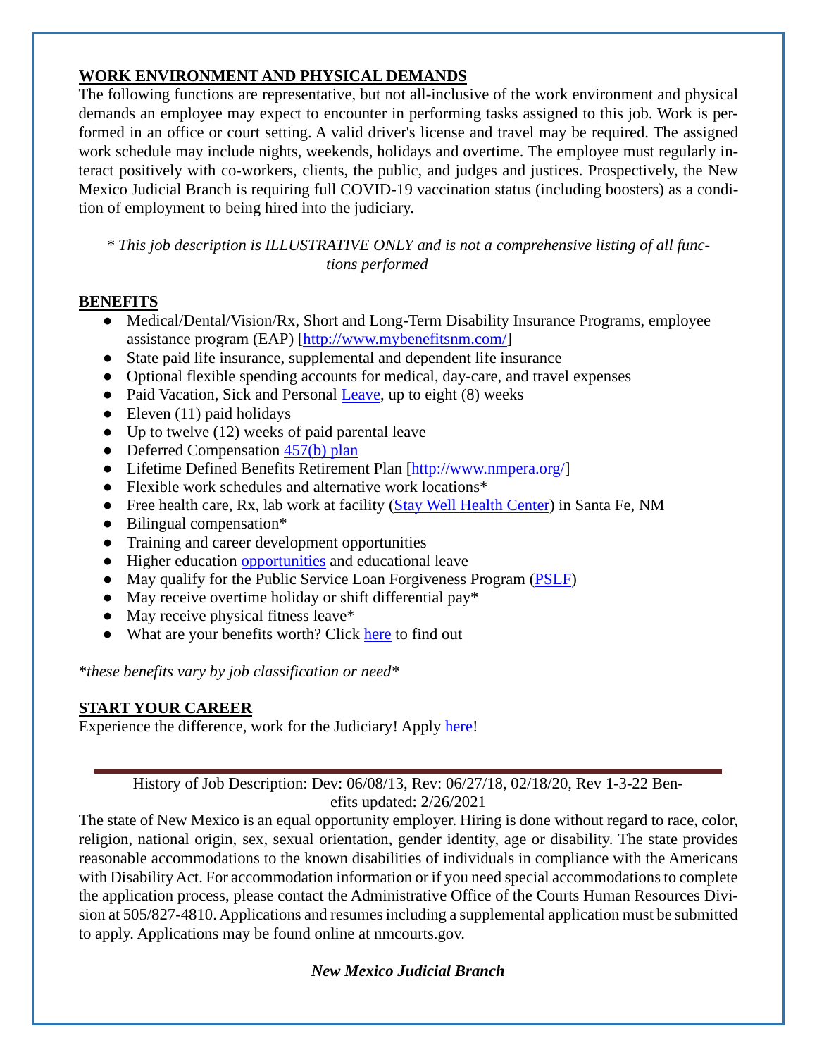## WORK ENVIRONMENT AND PHYSICAL DEMANDS

The following functions are representative, but not all-inclusive of the work environment and physical demands an employee may expect to encounter in performing tasks assigned to this job. Work is performed in an office or court setting. A valid driver's license and travel may be required. The assigned work schedule may include nights, weekends, holidays and overtime. The employee must regularly interact positively with co-workers, clients, the public, and judges and justices. Prospectively, the New Mexico Judicial Branch is requiring full COVID-19 vaccination status (including boosters) as a condition of employment to being hired into the judiciary.

*\* This job description is ILLUSTRATIVE ONLY and is not a comprehensive listing of all functions performed*

## BENEFITS

- Medical/Dental/Vision/Rx, Short and Long-Term Disability Insurance Programs, employee assistance program (EAP) [http://www.mybenefitsnm.com/]
- State paid life insurance, supplemental and dependent life insurance
- Optional flexible spending accounts for medical, day-care, and travel expenses
- Paid Vacation, Sick and Personal Leave, up to eight (8) weeks
- Eleven (11) paid holidays
- Up to twelve (12) weeks of paid parental leave
- Deferred Compensation 457(b) plan
- Lifetime Defined Benefits Retirement Plan [http://www.nmpera.org/]
- Flexible work schedules and alternative work locations*
- Free health care, Rx, lab work at facility (Stay Well Health Center) in Santa Fe, NM
- Bilingual compensation*
- Training and career development opportunities
- Higher education opportunities and educational leave
- May qualify for the Public Service Loan Forgiveness Program (PSLF)
- May receive overtime holiday or shift differential pay*
- May receive physical fitness leave*
- What are your benefits worth? Click here to find out

\**these benefits vary by job classification or need*\*

## START YOUR CAREER

Experience the difference, work for the Judiciary! Apply here!

---

History of Job Description: Dev: 06/08/13, Rev: 06/27/18, 02/18/20, Rev 1-3-22 Benefits updated: 2/26/2021

The state of New Mexico is an equal opportunity employer. Hiring is done without regard to race, color, religion, national origin, sex, sexual orientation, gender identity, age or disability. The state provides reasonable accommodations to the known disabilities of individuals in compliance with the Americans with Disability Act. For accommodation information or if you need special accommodations to complete the application process, please contact the Administrative Office of the Courts Human Resources Division at 505/827-4810. Applications and resumes including a supplemental application must be submitted to apply. Applications may be found online at nmcourts.gov.

***New Mexico Judicial Branch***